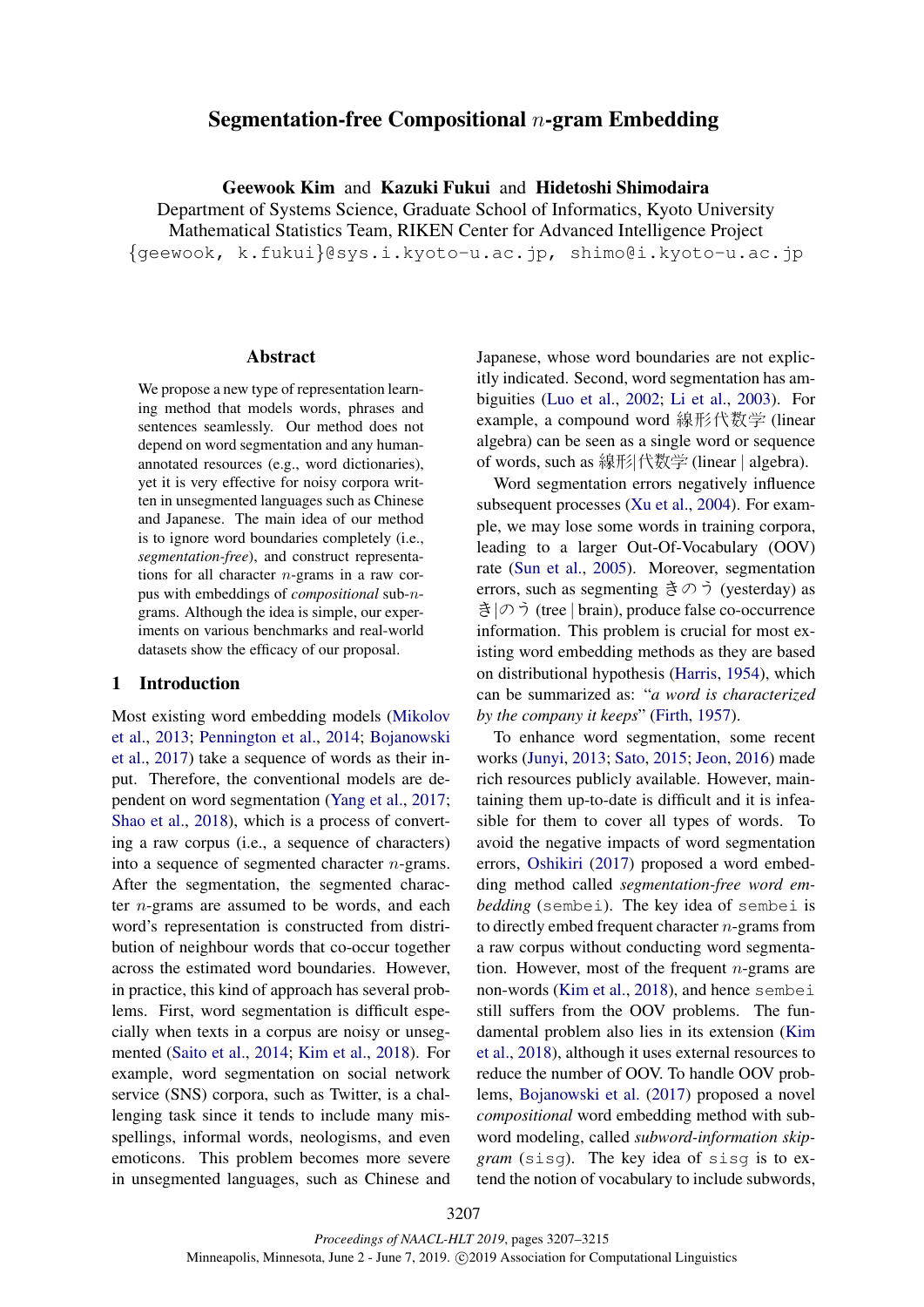# Segmentation-free Compositional $n$-gram Embedding

**Geewook Kim** and **Kazuki Fukui** and **Hidetoshi Shimodaira**
Department of Systems Science, Graduate School of Informatics, Kyoto University
Mathematical Statistics Team, RIKEN Center for Advanced Intelligence Project
{geewook, k.fukui}@sys.i.kyoto-u.ac.jp, shimo@i.kyoto-u.ac.jp

## Abstract

We propose a new type of representation learning method that models words, phrases and sentences seamlessly. Our method does not depend on word segmentation and any human-annotated resources (e.g., word dictionaries), yet it is very effective for noisy corpora written in unsegmented languages such as Chinese and Japanese. The main idea of our method is to ignore word boundaries completely (i.e., *segmentation-free*), and construct representations for all character $n$-grams in a raw corpus with embeddings of *compositional* sub-$n$-grams. Although the idea is simple, our experiments on various benchmarks and real-world datasets show the efficacy of our proposal.

## 1 Introduction

Most existing word embedding models (Mikolov et al., 2013; Pennington et al., 2014; Bojanowski et al., 2017) take a sequence of words as their input. Therefore, the conventional models are dependent on word segmentation (Yang et al., 2017; Shao et al., 2018), which is a process of converting a raw corpus (i.e., a sequence of characters) into a sequence of segmented character $n$-grams. After the segmentation, the segmented character $n$-grams are assumed to be words, and each word's representation is constructed from distribution of neighbour words that co-occur together across the estimated word boundaries. However, in practice, this kind of approach has several problems. First, word segmentation is difficult especially when texts in a corpus are noisy or unsegmented (Saito et al., 2014; Kim et al., 2018). For example, word segmentation on social network service (SNS) corpora, such as Twitter, is a challenging task since it tends to include many misspellings, informal words, neologisms, and even emoticons. This problem becomes more severe in unsegmented languages, such as Chinese and Japanese, whose word boundaries are not explicitly indicated. Second, word segmentation has ambiguities (Luo et al., 2002; Li et al., 2003). For example, a compound word 線形代数学 (linear algebra) can be seen as a single word or sequence of words, such as 線形|代数学 (linear | algebra).

Word segmentation errors negatively influence subsequent processes (Xu et al., 2004). For example, we may lose some words in training corpora, leading to a larger Out-Of-Vocabulary (OOV) rate (Sun et al., 2005). Moreover, segmentation errors, such as segmenting きのう (yesterday) as き|のう (tree | brain), produce false co-occurrence information. This problem is crucial for most existing word embedding methods as they are based on distributional hypothesis (Harris, 1954), which can be summarized as: "*a word is characterized by the company it keeps*" (Firth, 1957).

To enhance word segmentation, some recent works (Junyi, 2013; Sato, 2015; Jeon, 2016) made rich resources publicly available. However, maintaining them up-to-date is difficult and it is infeasible for them to cover all types of words. To avoid the negative impacts of word segmentation errors, Oshikiri (2017) proposed a word embedding method called *segmentation-free word embedding* (sembei). The key idea of sembei is to directly embed frequent character $n$-grams from a raw corpus without conducting word segmentation. However, most of the frequent $n$-grams are non-words (Kim et al., 2018), and hence sembei still suffers from the OOV problems. The fundamental problem also lies in its extension (Kim et al., 2018), although it uses external resources to reduce the number of OOV. To handle OOV problems, Bojanowski et al. (2017) proposed a novel *compositional* word embedding method with subword modeling, called *subword-information skip-gram* (sisg). The key idea of sisg is to extend the notion of vocabulary to include subwords,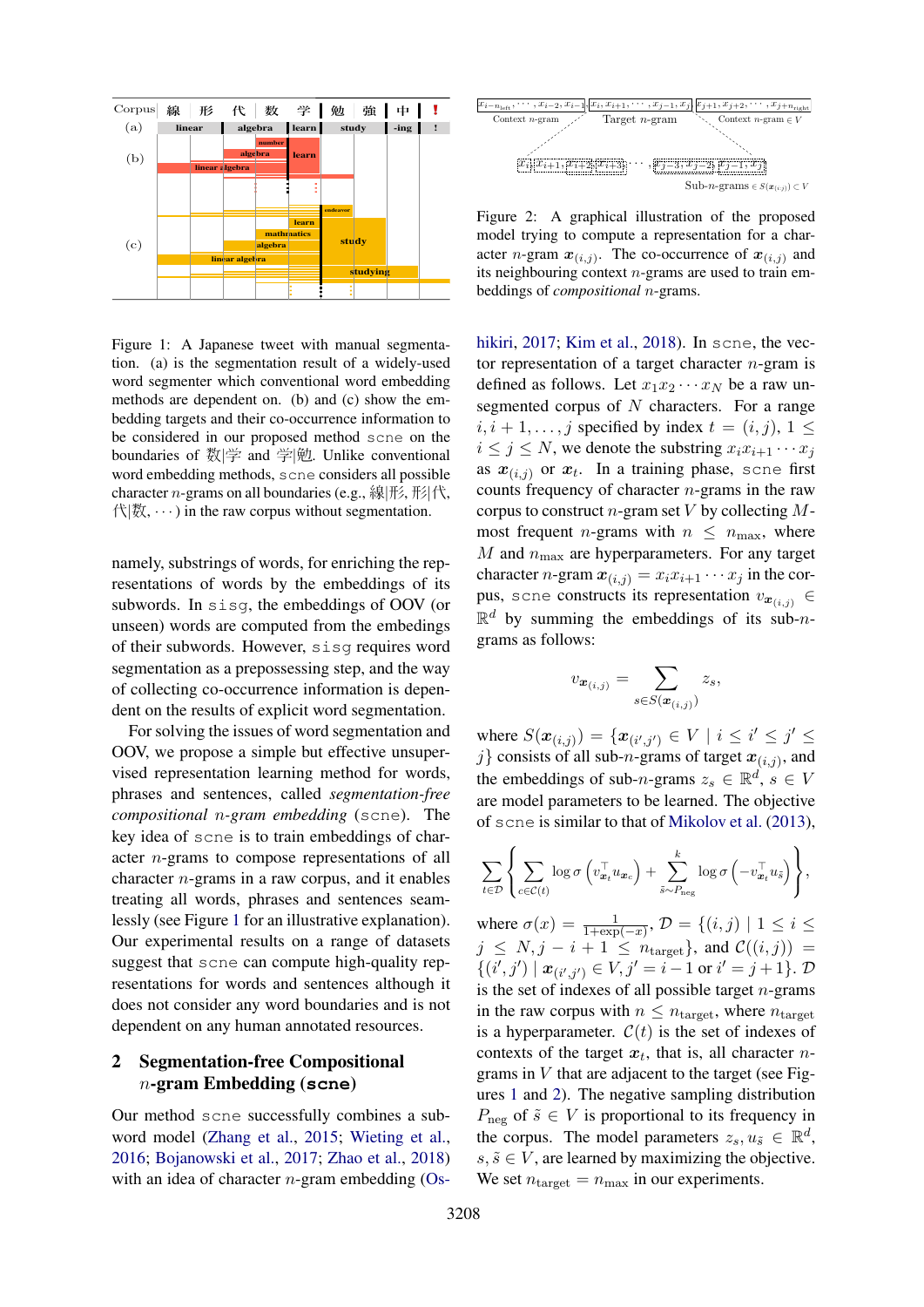Figure 1: A Japanese tweet with manual segmentation. (a) is the segmentation result of a widely-used word segmenter which conventional word embedding methods are dependent on. (b) and (c) show the embedding targets and their co-occurrence information to be considered in our proposed method scne on the boundaries of 数|学 and 学|勉. Unlike conventional word embedding methods, scne considers all possible character $n$-grams on all boundaries (e.g., 線|形, 形|代, 代|数, $\cdots$) in the raw corpus without segmentation.

Figure 2: A graphical illustration of the proposed model trying to compute a representation for a character $n$-gram $\boldsymbol{x}_{(i,j)}$. The co-occurrence of $\boldsymbol{x}_{(i,j)}$ and its neighbouring context $n$-grams are used to train embeddings of *compositional* $n$-grams.

namely, substrings of words, for enriching the representations of words by the embeddings of its subwords. In sisg, the embeddings of OOV (or unseen) words are computed from the embedings of their subwords. However, sisg requires word segmentation as a prepossessing step, and the way of collecting co-occurrence information is dependent on the results of explicit word segmentation.

For solving the issues of word segmentation and OOV, we propose a simple but effective unsupervised representation learning method for words, phrases and sentences, called *segmentation-free compositional* $n$*-gram embedding* (scne). The key idea of scne is to train embeddings of character $n$-grams to compose representations of all character $n$-grams in a raw corpus, and it enables treating all words, phrases and sentences seamlessly (see Figure 1 for an illustrative explanation). Our experimental results on a range of datasets suggest that scne can compute high-quality representations for words and sentences although it does not consider any word boundaries and is not dependent on any human annotated resources.

## 2 Segmentation-free Compositional $n$-gram Embedding (scne)

Our method scne successfully combines a subword model (Zhang et al., 2015; Wieting et al., 2016; Bojanowski et al., 2017; Zhao et al., 2018) with an idea of character $n$-gram embedding (Oshikiri, 2017; Kim et al., 2018). In scne, the vector representation of a target character $n$-gram is defined as follows. Let $x_1 x_2 \cdots x_N$ be a raw unsegmented corpus of $N$ characters. For a range $i, i+1, \ldots, j$ specified by index $t = (i, j)$, $1 \leq i \leq j \leq N$, we denote the substring $x_i x_{i+1} \cdots x_j$ as $\boldsymbol{x}_{(i,j)}$ or $\boldsymbol{x}_t$. In a training phase, scne first counts frequency of character $n$-grams in the raw corpus to construct $n$-gram set $V$ by collecting $M$-most frequent $n$-grams with $n \leq n_{\max}$, where $M$ and $n_{\max}$ are hyperparameters. For any target character $n$-gram $\boldsymbol{x}_{(i,j)} = x_i x_{i+1} \cdots x_j$ in the corpus, scne constructs its representation $v_{\boldsymbol{x}_{(i,j)}} \in \mathbb{R}^d$ by summing the embeddings of its sub-$n$-grams as follows:

$$v_{\boldsymbol{x}_{(i,j)}} = \sum_{s \in S(\boldsymbol{x}_{(i,j)})} z_s,$$

where $S(\boldsymbol{x}_{(i,j)}) = \{\boldsymbol{x}_{(i',j')} \in V \mid i \leq i' \leq j' \leq j\}$ consists of all sub-$n$-grams of target $\boldsymbol{x}_{(i,j)}$, and the embeddings of sub-$n$-grams $z_s \in \mathbb{R}^d$, $s \in V$ are model parameters to be learned. The objective of scne is similar to that of Mikolov et al. (2013),

$$\sum_{t \in \mathcal{D}} \left\{ \sum_{c \in \mathcal{C}(t)} \log \sigma \left( v_{\boldsymbol{x}_t}^\top u_{\boldsymbol{x}_c} \right) + \sum_{\tilde{s} \sim P_{\text{neg}}}^{k} \log \sigma \left( -v_{\boldsymbol{x}_t}^\top u_{\tilde{s}} \right) \right\},$$

where $\sigma(x) = \frac{1}{1+\exp(-x)}$, $\mathcal{D} = \{(i,j) \mid 1 \leq i \leq j \leq N, j - i + 1 \leq n_{\text{target}}\}$, and $\mathcal{C}((i,j)) = \{(i',j') \mid \boldsymbol{x}_{(i',j')} \in V, j' = i-1 \text{ or } i' = j+1\}$. $\mathcal{D}$ is the set of indexes of all possible target $n$-grams in the raw corpus with $n \leq n_{\text{target}}$, where $n_{\text{target}}$ is a hyperparameter. $\mathcal{C}(t)$ is the set of indexes of contexts of the target $\boldsymbol{x}_t$, that is, all character $n$-grams in $V$ that are adjacent to the target (see Figures 1 and 2). The negative sampling distribution $P_{\text{neg}}$ of $\tilde{s} \in V$ is proportional to its frequency in the corpus. The model parameters $z_s, u_{\tilde{s}} \in \mathbb{R}^d$, $s, \tilde{s} \in V$, are learned by maximizing the objective. We set $n_{\text{target}} = n_{\max}$ in our experiments.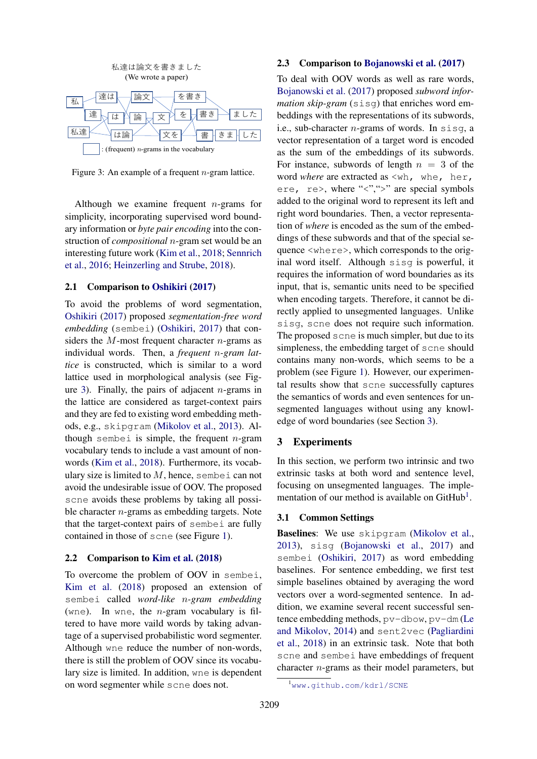私達は論文を書きました
(We wrote a paper)

私 | 達は | 論文 | を書き | 達 | は | 論 | 文 | を | 書き | ました | 私達 | は論 | 文を | 書 | きま | した

: (frequent) $n$-grams in the vocabulary

Figure 3: An example of a frequent $n$-gram lattice.

Although we examine frequent $n$-grams for simplicity, incorporating supervised word boundary information or *byte pair encoding* into the construction of *compositional* $n$-gram set would be an interesting future work (Kim et al., 2018; Sennrich et al., 2016; Heinzerling and Strube, 2018).

### 2.1 Comparison to Oshikiri (2017)

To avoid the problems of word segmentation, Oshikiri (2017) proposed *segmentation-free word embedding* (sembei) (Oshikiri, 2017) that considers the $M$-most frequent character $n$-grams as individual words. Then, a *frequent $n$-gram lattice* is constructed, which is similar to a word lattice used in morphological analysis (see Figure 3). Finally, the pairs of adjacent $n$-grams in the lattice are considered as target-context pairs and they are fed to existing word embedding methods, e.g., skipgram (Mikolov et al., 2013). Although sembei is simple, the frequent $n$-gram vocabulary tends to include a vast amount of non-words (Kim et al., 2018). Furthermore, its vocabulary size is limited to $M$, hence, sembei can not avoid the undesirable issue of OOV. The proposed scne avoids these problems by taking all possible character $n$-grams as embedding targets. Note that the target-context pairs of sembei are fully contained in those of scne (see Figure 1).

### 2.2 Comparison to Kim et al. (2018)

To overcome the problem of OOV in sembei, Kim et al. (2018) proposed an extension of sembei called *word-like $n$-gram embedding* (wne). In wne, the $n$-gram vocabulary is filtered to have more vaild words by taking advantage of a supervised probabilistic word segmenter. Although wne reduce the number of non-words, there is still the problem of OOV since its vocabulary size is limited. In addition, wne is dependent on word segmenter while scne does not.

### 2.3 Comparison to Bojanowski et al. (2017)

To deal with OOV words as well as rare words, Bojanowski et al. (2017) proposed *subword information skip-gram* (sisg) that enriches word embeddings with the representations of its subwords, i.e., sub-character $n$-grams of words. In sisg, a vector representation of a target word is encoded as the sum of the embeddings of its subwords. For instance, subwords of length $n = 3$ of the word *where* are extracted as <wh, whe, her, ere, re>, where "<","> " are special symbols added to the original word to represent its left and right word boundaries. Then, a vector representation of *where* is encoded as the sum of the embeddings of these subwords and that of the special sequence <where>, which corresponds to the original word itself. Although sisg is powerful, it requires the information of word boundaries as its input, that is, semantic units need to be specified when encoding targets. Therefore, it cannot be directly applied to unsegmented languages. Unlike sisg, scne does not require such information. The proposed scne is much simpler, but due to its simpleness, the embedding target of scne should contains many non-words, which seems to be a problem (see Figure 1). However, our experimental results show that scne successfully captures the semantics of words and even sentences for unsegmented languages without using any knowledge of word boundaries (see Section 3).

## 3 Experiments

In this section, we perform two intrinsic and two extrinsic tasks at both word and sentence level, focusing on unsegmented languages. The implementation of our method is available on GitHub[1].

### 3.1 Common Settings

**Baselines**: We use skipgram (Mikolov et al., 2013), sisg (Bojanowski et al., 2017) and sembei (Oshikiri, 2017) as word embedding baselines. For sentence embedding, we first test simple baselines obtained by averaging the word vectors over a word-segmented sentence. In addition, we examine several recent successful sentence embedding methods, pv-dbow, pv-dm (Le and Mikolov, 2014) and sent2vec (Pagliardini et al., 2018) in an extrinsic task. Note that both scne and sembei have embeddings of frequent character $n$-grams as their model parameters, but

[1] www.github.com/kdrl/SCNE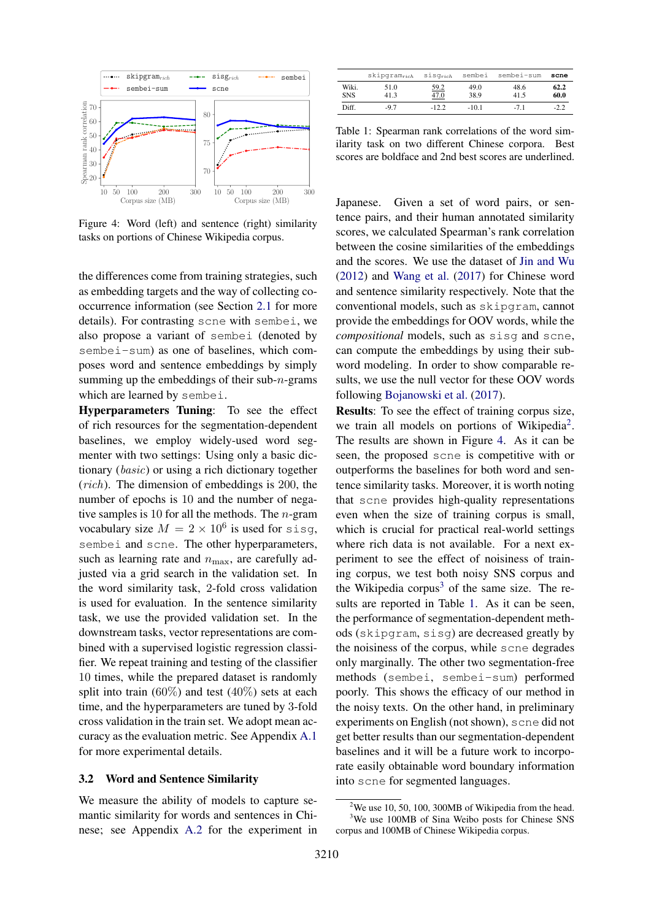Figure 4: Word (left) and sentence (right) similarity tasks on portions of Chinese Wikipedia corpus.

the differences come from training strategies, such as embedding targets and the way of collecting co-occurrence information (see Section 2.1 for more details). For contrasting scne with sembei, we also propose a variant of sembei (denoted by sembei-sum) as one of baselines, which composes word and sentence embeddings by simply summing up the embeddings of their sub-$n$-grams which are learned by sembei.

**Hyperparameters Tuning**: To see the effect of rich resources for the segmentation-dependent baselines, we employ widely-used word segmenter with two settings: Using only a basic dictionary (*basic*) or using a rich dictionary together (*rich*). The dimension of embeddings is 200, the number of epochs is 10 and the number of negative samples is 10 for all the methods. The $n$-gram vocabulary size $M = 2 \times 10^6$ is used for sisg, sembei and scne. The other hyperparameters, such as learning rate and $n_{\max}$, are carefully adjusted via a grid search in the validation set. In the word similarity task, 2-fold cross validation is used for evaluation. In the sentence similarity task, we use the provided validation set. In the downstream tasks, vector representations are combined with a supervised logistic regression classifier. We repeat training and testing of the classifier 10 times, while the prepared dataset is randomly split into train (60%) and test (40%) sets at each time, and the hyperparameters are tuned by 3-fold cross validation in the train set. We adopt mean accuracy as the evaluation metric. See Appendix A.1 for more experimental details.

## 3.2 Word and Sentence Similarity

We measure the ability of models to capture semantic similarity for words and sentences in Chinese; see Appendix A.2 for the experiment in

| | skipgram$_{rich}$ | sisg$_{rich}$ | sembei | sembei-sum | scne |
|---|---|---|---|---|---|
| Wiki. | 51.0 | <u>59.2</u> | 49.0 | 48.6 | **62.2** |
| SNS | 41.3 | <u>47.0</u> | 38.9 | 41.5 | **60.0** |
| Diff. | -9.7 | -12.2 | -10.1 | -7.1 | -2.2 |

Table 1: Spearman rank correlations of the word similarity task on two different Chinese corpora. Best scores are boldface and 2nd best scores are underlined.

Japanese. Given a set of word pairs, or sentence pairs, and their human annotated similarity scores, we calculated Spearman's rank correlation between the cosine similarities of the embeddings and the scores. We use the dataset of Jin and Wu (2012) and Wang et al. (2017) for Chinese word and sentence similarity respectively. Note that the conventional models, such as skipgram, cannot provide the embeddings for OOV words, while the *compositional* models, such as sisg and scne, can compute the embeddings by using their subword modeling. In order to show comparable results, we use the null vector for these OOV words following Bojanowski et al. (2017).

**Results**: To see the effect of training corpus size, we train all models on portions of Wikipedia[2]. The results are shown in Figure 4. As it can be seen, the proposed scne is competitive with or outperforms the baselines for both word and sentence similarity tasks. Moreover, it is worth noting that scne provides high-quality representations even when the size of training corpus is small, which is crucial for practical real-world settings where rich data is not available. For a next experiment to see the effect of noisiness of training corpus, we test both noisy SNS corpus and the Wikipedia corpus[3] of the same size. The results are reported in Table 1. As it can be seen, the performance of segmentation-dependent methods (skipgram, sisg) are decreased greatly by the noisiness of the corpus, while scne degrades only marginally. The other two segmentation-free methods (sembei, sembei-sum) performed poorly. This shows the efficacy of our method in the noisy texts. On the other hand, in preliminary experiments on English (not shown), scne did not get better results than our segmentation-dependent baselines and it will be a future work to incorporate easily obtainable word boundary information into scne for segmented languages.

[2] We use 10, 50, 100, 300MB of Wikipedia from the head.

[3] We use 100MB of Sina Weibo posts for Chinese SNS corpus and 100MB of Chinese Wikipedia corpus.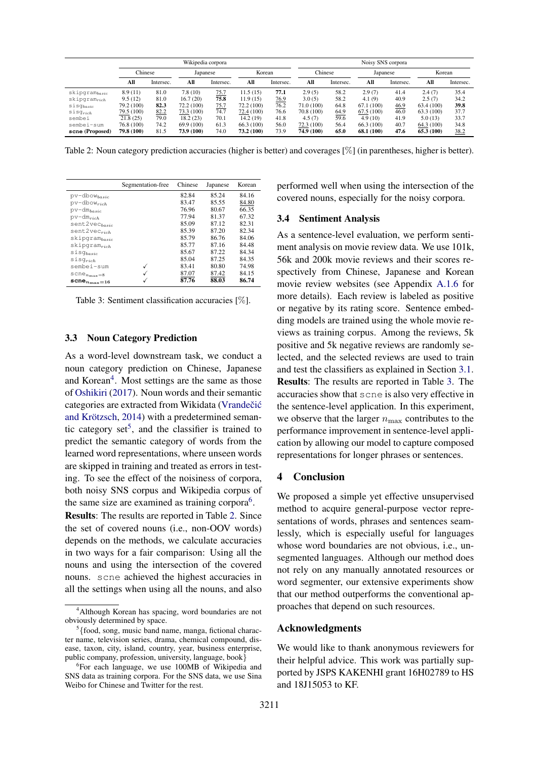| | Wikipedia corpora | | | | | | Noisy SNS corpora | | | | | |
|---|---|---|---|---|---|---|---|---|---|---|---|---|
| | Chinese | | Japanese | | Korean | | Chinese | | Japanese | | Korean | |
| | All | Intersec. | All | Intersec. | All | Intersec. | All | Intersec. | All | Intersec. | All | Intersec. |
| skipgram$_{basic}$ | 8.9 (11) | 81.0 | 7.8 (10) | 75.7 | 11.5 (15) | **77.1** | 2.9 (5) | 58.2 | 2.9 (7) | 41.4 | 2.4 (7) | 35.4 |
| skipgram$_{rich}$ | 9.5 (12) | 81.0 | 16.7 (20) | **75.8** | 11.9 (15) | 76.9 | 3.0 (5) | 58.2 | 4.1 (9) | 40.9 | 2.5 (7) | 34.2 |
| sisg$_{basic}$ | 79.2 (100) | **82.3** | 72.2 (100) | 75.7 | 72.2 (100) | 76.2 | 71.0 (100) | 64.8 | 67.1 (100) | 46.9 | 63.4 (100) | **39.8** |
| sisg$_{rich}$ | 79.5 (100) | 82.2 | 73.3 (100) | 74.7 | 72.4 (100) | 76.6 | 70.8 (100) | 64.9 | 67.5 (100) | 46.0 | 63.3 (100) | 37.7 |
| sembei | 21.8 (25) | 79.0 | 18.2 (23) | 70.1 | 14.2 (19) | 41.8 | 4.5 (7) | 59.6 | 4.9 (10) | 41.9 | 5.0 (13) | 33.7 |
| sembei-sum | 76.8 (100) | 74.2 | 69.9 (100) | 61.3 | 66.3 (100) | 56.0 | 72.3 (100) | 56.4 | 66.3 (100) | 40.7 | 64.3 (100) | 34.8 |
| **scne (Proposed)** | **79.8 (100)** | 81.5 | **73.9 (100)** | 74.0 | **73.2 (100)** | 73.9 | **74.9 (100)** | **65.0** | **68.1 (100)** | **47.6** | **65.3 (100)** | 38.2 |

Table 2: Noun category prediction accuracies (higher is better) and coverages [%] (in parentheses, higher is better).

| | Segmentation-free | Chinese | Japanese | Korean |
|---|---|---|---|---|
| pv-dbow$_{basic}$ | | 82.84 | 85.24 | 84.16 |
| pv-dbow$_{rich}$ | | 83.47 | 85.55 | 84.80 |
| pv-dm$_{basic}$ | | 76.96 | 80.67 | 66.35 |
| pv-dm$_{rich}$ | | 77.94 | 81.37 | 67.32 |
| sent2vec$_{basic}$ | | 85.09 | 87.12 | 82.31 |
| sent2vec$_{rich}$ | | 85.39 | 87.20 | 82.34 |
| skipgram$_{basic}$ | | 85.79 | 86.76 | 84.06 |
| skipgram$_{rich}$ | | 85.77 | 87.16 | 84.48 |
| sisg$_{basic}$ | | 85.67 | 87.22 | 84.34 |
| sisg$_{rich}$ | | 85.04 | 87.25 | 84.35 |
| sembei-sum | ✓ | 83.41 | 80.80 | 74.98 |
| scne$_{n_{\max}=8}$ | ✓ | 87.07 | 87.42 | 84.15 |
| **scne$_{n_{\max}=16}$** | ✓ | **87.76** | **88.03** | **86.74** |

Table 3: Sentiment classification accuracies [%].

### 3.3 Noun Category Prediction

As a word-level downstream task, we conduct a noun category prediction on Chinese, Japanese and Korean[4]. Most settings are the same as those of Oshikiri (2017). Noun words and their semantic categories are extracted from Wikidata (Vrandečić and Krötzsch, 2014) with a predetermined semantic category set[5], and the classifier is trained to predict the semantic category of words from the learned word representations, where unseen words are skipped in training and treated as errors in testing. To see the effect of the noisiness of corpora, both noisy SNS corpus and Wikipedia corpus of the same size are examined as training corpora[6].

**Results**: The results are reported in Table 2. Since the set of covered nouns (i.e., non-OOV words) depends on the methods, we calculate accuracies in two ways for a fair comparison: Using all the nouns and using the intersection of the covered nouns. scne achieved the highest accuracies in all the settings when using all the nouns, and also performed well when using the intersection of the covered nouns, especially for the noisy corpora.

### 3.4 Sentiment Analysis

As a sentence-level evaluation, we perform sentiment analysis on movie review data. We use 101k, 56k and 200k movie reviews and their scores respectively from Chinese, Japanese and Korean movie review websites (see Appendix A.1.6 for more details). Each review is labeled as positive or negative by its rating score. Sentence embedding models are trained using the whole movie reviews as training corpus. Among the reviews, 5k positive and 5k negative reviews are randomly selected, and the selected reviews are used to train and test the classifiers as explained in Section 3.1.

**Results**: The results are reported in Table 3. The accuracies show that scne is also very effective in the sentence-level application. In this experiment, we observe that the larger $n_{\max}$ contributes to the performance improvement in sentence-level application by allowing our model to capture composed representations for longer phrases or sentences.

## 4 Conclusion

We proposed a simple yet effective unsupervised method to acquire general-purpose vector representations of words, phrases and sentences seamlessly, which is especially useful for languages whose word boundaries are not obvious, i.e., unsegmented languages. Although our method does not rely on any manually annotated resources or word segmenter, our extensive experiments show that our method outperforms the conventional approaches that depend on such resources.

## Acknowledgments

We would like to thank anonymous reviewers for their helpful advice. This work was partially supported by JSPS KAKENHI grant 16H02789 to HS and 18J15053 to KF.

[4] Although Korean has spacing, word boundaries are not obviously determined by space.

[5] {food, song, music band name, manga, fictional character name, television series, drama, chemical compound, disease, taxon, city, island, country, year, business enterprise, public company, profession, university, language, book}

[6] For each language, we use 100MB of Wikipedia and SNS data as training corpora. For the SNS data, we use Sina Weibo for Chinese and Twitter for the rest.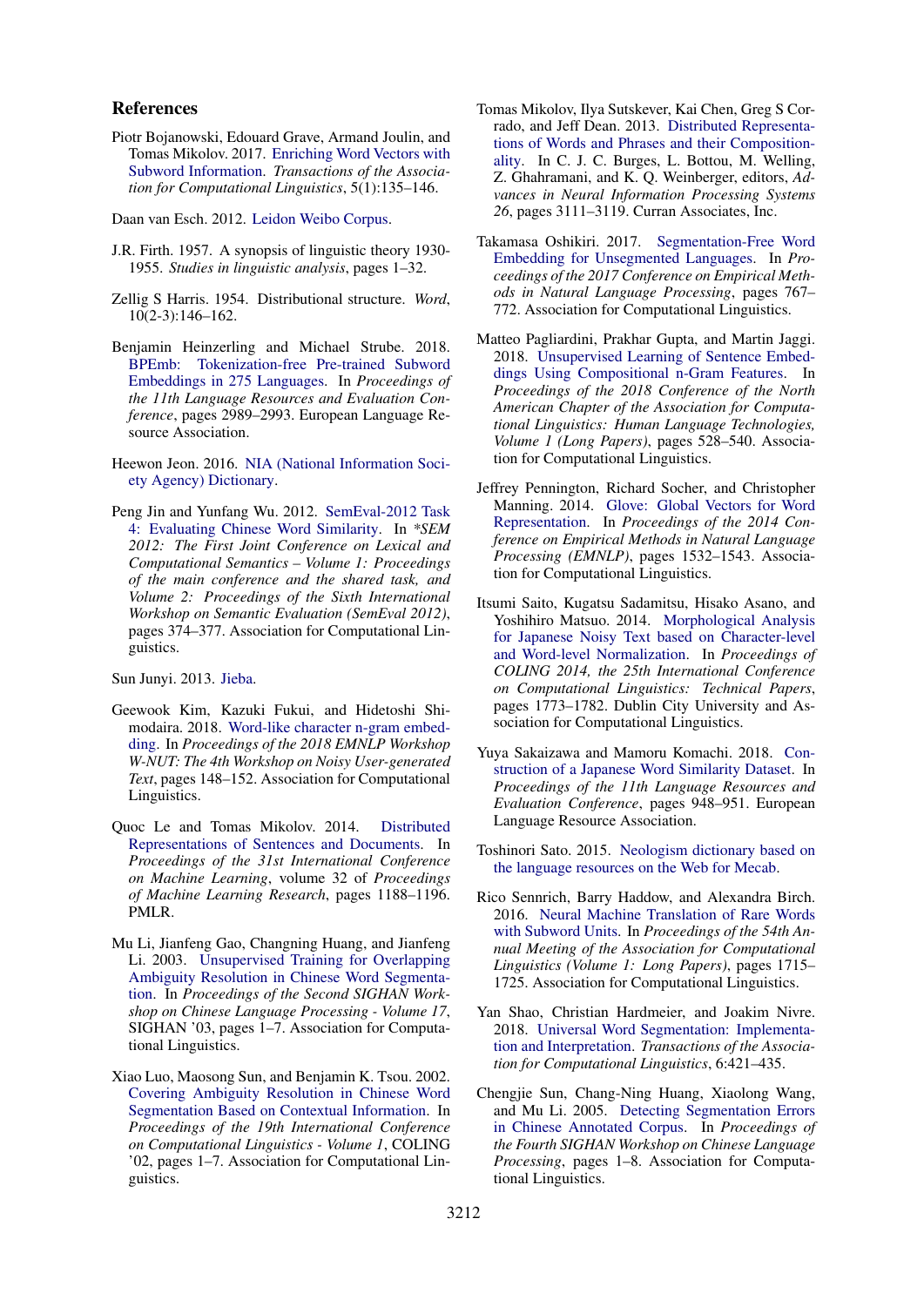## References

Piotr Bojanowski, Edouard Grave, Armand Joulin, and Tomas Mikolov. 2017. Enriching Word Vectors with Subword Information. *Transactions of the Association for Computational Linguistics*, 5(1):135–146.

Daan van Esch. 2012. Leidon Weibo Corpus.

J.R. Firth. 1957. A synopsis of linguistic theory 1930-1955. *Studies in linguistic analysis*, pages 1–32.

Zellig S Harris. 1954. Distributional structure. *Word*, 10(2-3):146–162.

Benjamin Heinzerling and Michael Strube. 2018. BPEmb: Tokenization-free Pre-trained Subword Embeddings in 275 Languages. In *Proceedings of the 11th Language Resources and Evaluation Conference*, pages 2989–2993. European Language Resource Association.

Heewon Jeon. 2016. NIA (National Information Society Agency) Dictionary.

Peng Jin and Yunfang Wu. 2012. SemEval-2012 Task 4: Evaluating Chinese Word Similarity. In *\*SEM 2012: The First Joint Conference on Lexical and Computational Semantics – Volume 1: Proceedings of the main conference and the shared task, and Volume 2: Proceedings of the Sixth International Workshop on Semantic Evaluation (SemEval 2012)*, pages 374–377. Association for Computational Linguistics.

Sun Junyi. 2013. Jieba.

Geewook Kim, Kazuki Fukui, and Hidetoshi Shimodaira. 2018. Word-like character n-gram embedding. In *Proceedings of the 2018 EMNLP Workshop W-NUT: The 4th Workshop on Noisy User-generated Text*, pages 148–152. Association for Computational Linguistics.

Quoc Le and Tomas Mikolov. 2014. Distributed Representations of Sentences and Documents. In *Proceedings of the 31st International Conference on Machine Learning*, volume 32 of *Proceedings of Machine Learning Research*, pages 1188–1196. PMLR.

Mu Li, Jianfeng Gao, Changning Huang, and Jianfeng Li. 2003. Unsupervised Training for Overlapping Ambiguity Resolution in Chinese Word Segmentation. In *Proceedings of the Second SIGHAN Workshop on Chinese Language Processing - Volume 17*, SIGHAN '03, pages 1–7. Association for Computational Linguistics.

Xiao Luo, Maosong Sun, and Benjamin K. Tsou. 2002. Covering Ambiguity Resolution in Chinese Word Segmentation Based on Contextual Information. In *Proceedings of the 19th International Conference on Computational Linguistics - Volume 1*, COLING '02, pages 1–7. Association for Computational Linguistics.

Tomas Mikolov, Ilya Sutskever, Kai Chen, Greg S Corrado, and Jeff Dean. 2013. Distributed Representations of Words and Phrases and their Compositionality. In C. J. C. Burges, L. Bottou, M. Welling, Z. Ghahramani, and K. Q. Weinberger, editors, *Advances in Neural Information Processing Systems 26*, pages 3111–3119. Curran Associates, Inc.

Takamasa Oshikiri. 2017. Segmentation-Free Word Embedding for Unsegmented Languages. In *Proceedings of the 2017 Conference on Empirical Methods in Natural Language Processing*, pages 767–772. Association for Computational Linguistics.

Matteo Pagliardini, Prakhar Gupta, and Martin Jaggi. 2018. Unsupervised Learning of Sentence Embeddings Using Compositional n-Gram Features. In *Proceedings of the 2018 Conference of the North American Chapter of the Association for Computational Linguistics: Human Language Technologies, Volume 1 (Long Papers)*, pages 528–540. Association for Computational Linguistics.

Jeffrey Pennington, Richard Socher, and Christopher Manning. 2014. Glove: Global Vectors for Word Representation. In *Proceedings of the 2014 Conference on Empirical Methods in Natural Language Processing (EMNLP)*, pages 1532–1543. Association for Computational Linguistics.

Itsumi Saito, Kugatsu Sadamitsu, Hisako Asano, and Yoshihiro Matsuo. 2014. Morphological Analysis for Japanese Noisy Text based on Character-level and Word-level Normalization. In *Proceedings of COLING 2014, the 25th International Conference on Computational Linguistics: Technical Papers*, pages 1773–1782. Dublin City University and Association for Computational Linguistics.

Yuya Sakaizawa and Mamoru Komachi. 2018. Construction of a Japanese Word Similarity Dataset. In *Proceedings of the 11th Language Resources and Evaluation Conference*, pages 948–951. European Language Resource Association.

Toshinori Sato. 2015. Neologism dictionary based on the language resources on the Web for Mecab.

Rico Sennrich, Barry Haddow, and Alexandra Birch. 2016. Neural Machine Translation of Rare Words with Subword Units. In *Proceedings of the 54th Annual Meeting of the Association for Computational Linguistics (Volume 1: Long Papers)*, pages 1715–1725. Association for Computational Linguistics.

Yan Shao, Christian Hardmeier, and Joakim Nivre. 2018. Universal Word Segmentation: Implementation and Interpretation. *Transactions of the Association for Computational Linguistics*, 6:421–435.

Chengjie Sun, Chang-Ning Huang, Xiaolong Wang, and Mu Li. 2005. Detecting Segmentation Errors in Chinese Annotated Corpus. In *Proceedings of the Fourth SIGHAN Workshop on Chinese Language Processing*, pages 1–8. Association for Computational Linguistics.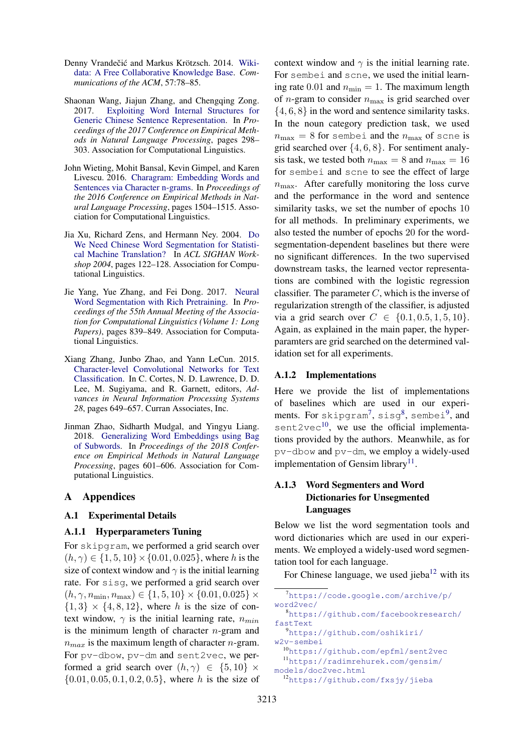Denny Vrandečić and Markus Krötzsch. 2014. Wikidata: A Free Collaborative Knowledge Base. *Communications of the ACM*, 57:78–85.

Shaonan Wang, Jiajun Zhang, and Chengqing Zong. 2017. Exploiting Word Internal Structures for Generic Chinese Sentence Representation. In *Proceedings of the 2017 Conference on Empirical Methods in Natural Language Processing*, pages 298–303. Association for Computational Linguistics.

John Wieting, Mohit Bansal, Kevin Gimpel, and Karen Livescu. 2016. Charagram: Embedding Words and Sentences via Character n-grams. In *Proceedings of the 2016 Conference on Empirical Methods in Natural Language Processing*, pages 1504–1515. Association for Computational Linguistics.

Jia Xu, Richard Zens, and Hermann Ney. 2004. Do We Need Chinese Word Segmentation for Statistical Machine Translation? In *ACL SIGHAN Workshop 2004*, pages 122–128. Association for Computational Linguistics.

Jie Yang, Yue Zhang, and Fei Dong. 2017. Neural Word Segmentation with Rich Pretraining. In *Proceedings of the 55th Annual Meeting of the Association for Computational Linguistics (Volume 1: Long Papers)*, pages 839–849. Association for Computational Linguistics.

Xiang Zhang, Junbo Zhao, and Yann LeCun. 2015. Character-level Convolutional Networks for Text Classification. In C. Cortes, N. D. Lawrence, D. D. Lee, M. Sugiyama, and R. Garnett, editors, *Advances in Neural Information Processing Systems 28*, pages 649–657. Curran Associates, Inc.

Jinman Zhao, Sidharth Mudgal, and Yingyu Liang. 2018. Generalizing Word Embeddings using Bag of Subwords. In *Proceedings of the 2018 Conference on Empirical Methods in Natural Language Processing*, pages 601–606. Association for Computational Linguistics.

# A Appendices

## A.1 Experimental Details

### A.1.1 Hyperparameters Tuning

For `skipgram`, we performed a grid search over $(h, \gamma) \in \{1, 5, 10\} \times \{0.01, 0.025\}$, where $h$ is the size of context window and $\gamma$ is the initial learning rate. For `sisg`, we performed a grid search over $(h, \gamma, n_{\min}, n_{\max}) \in \{1, 5, 10\} \times \{0.01, 0.025\} \times \{1, 3\} \times \{4, 8, 12\}$, where $h$ is the size of context window, $\gamma$ is the initial learning rate, $n_{min}$ is the minimum length of character $n$-gram and $n_{max}$ is the maximum length of character $n$-gram. For `pv-dbow`, `pv-dm` and `sent2vec`, we performed a grid search over $(h, \gamma) \in \{5, 10\} \times \{0.01, 0.05, 0.1, 0.2, 0.5\}$, where $h$ is the size of context window and $\gamma$ is the initial learning rate. For `sembei` and `scne`, we used the initial learning rate 0.01 and $n_{\min} = 1$. The maximum length of $n$-gram to consider $n_{\max}$ is grid searched over $\{4, 6, 8\}$ in the word and sentence similarity tasks. In the noun category prediction task, we used $n_{\max} = 8$ for `sembei` and the $n_{\max}$ of `scne` is grid searched over $\{4, 6, 8\}$. For sentiment analysis task, we tested both $n_{\max} = 8$ and $n_{\max} = 16$ for `sembei` and `scne` to see the effect of large $n_{\max}$. After carefully monitoring the loss curve and the performance in the word and sentence similarity tasks, we set the number of epochs 10 for all methods. In preliminary experiments, we also tested the number of epochs 20 for the word-segmentation-dependent baselines but there were no significant differences. In the two supervised downstream tasks, the learned vector representations are combined with the logistic regression classifier. The parameter $C$, which is the inverse of regularization strength of the classifier, is adjusted via a grid search over $C \in \{0.1, 0.5, 1, 5, 10\}$. Again, as explained in the main paper, the hyperparamters are grid searched on the determined validation set for all experiments.

### A.1.2 Implementations

Here we provide the list of implementations of baselines which are used in our experiments. For `skipgram`[7], `sisg`[8], `sembei`[9], and `sent2vec`[10], we use the official implementations provided by the authors. Meanwhile, as for `pv-dbow` and `pv-dm`, we employ a widely-used implementation of Gensim library[11].

### A.1.3 Word Segmenters and Word Dictionaries for Unsegmented Languages

Below we list the word segmentation tools and word dictionaries which are used in our experiments. We employed a widely-used word segmentation tool for each language.

For Chinese language, we used jieba[12] with its

[7] https://code.google.com/archive/p/word2vec/

[8] https://github.com/facebookresearch/fastText

[9] https://github.com/oshikiri/w2v-sembei

[10] https://github.com/epfml/sent2vec

[11] https://radimrehurek.com/gensim/models/doc2vec.html

[12] https://github.com/fxsjy/jieba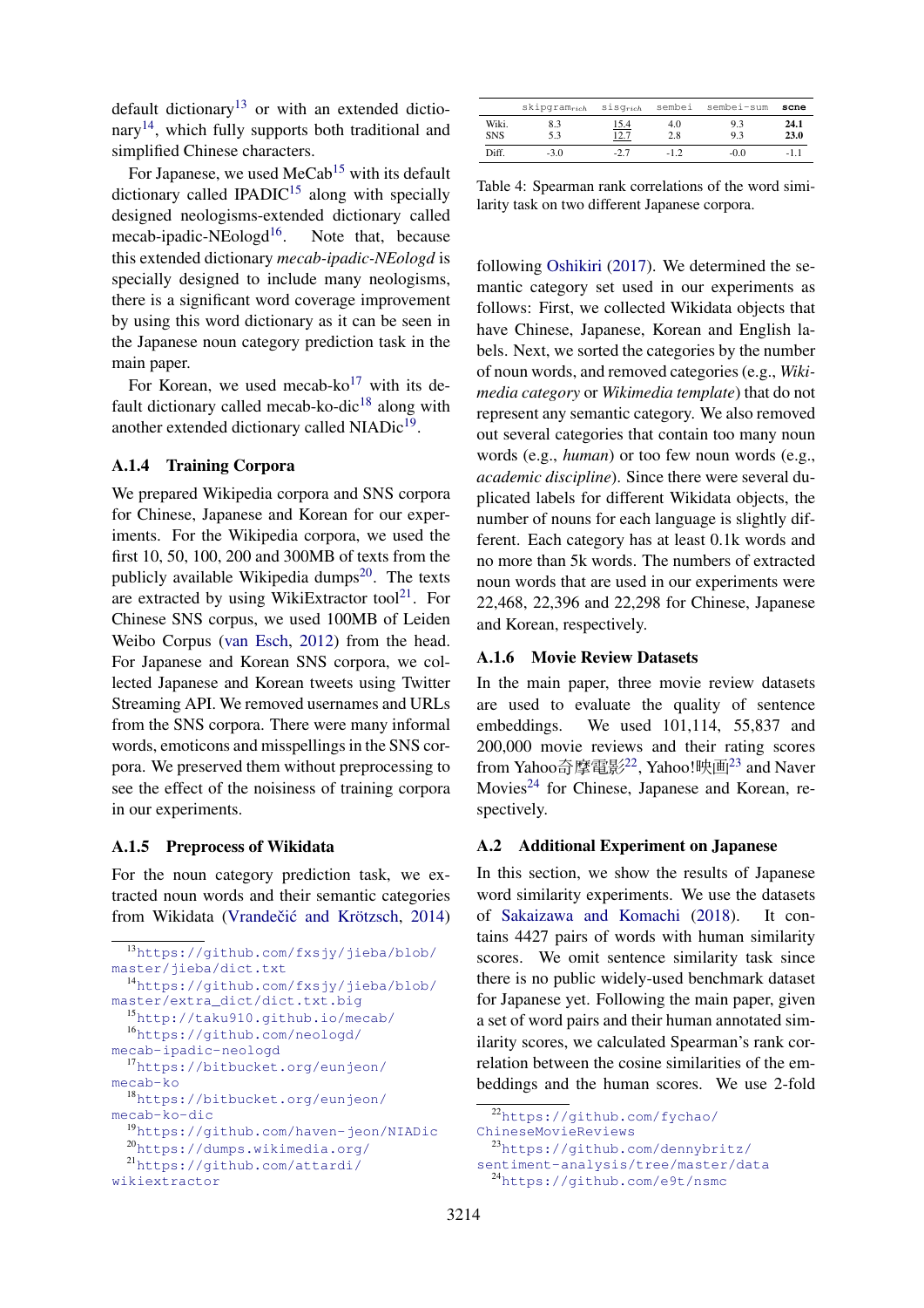default dictionary[13] or with an extended dictionary[14], which fully supports both traditional and simplified Chinese characters.

For Japanese, we used MeCab[15] with its default dictionary called IPADIC[15] along with specially designed neologisms-extended dictionary called mecab-ipadic-NEologd[16]. Note that, because this extended dictionary *mecab-ipadic-NEologd* is specially designed to include many neologisms, there is a significant word coverage improvement by using this word dictionary as it can be seen in the Japanese noun category prediction task in the main paper.

For Korean, we used mecab-ko[17] with its default dictionary called mecab-ko-dic[18] along with another extended dictionary called NIADic[19].

#### A.1.4 Training Corpora

We prepared Wikipedia corpora and SNS corpora for Chinese, Japanese and Korean for our experiments. For the Wikipedia corpora, we used the first 10, 50, 100, 200 and 300MB of texts from the publicly available Wikipedia dumps[20]. The texts are extracted by using WikiExtractor tool[21]. For Chinese SNS corpus, we used 100MB of Leiden Weibo Corpus (van Esch, 2012) from the head. For Japanese and Korean SNS corpora, we collected Japanese and Korean tweets using Twitter Streaming API. We removed usernames and URLs from the SNS corpora. There were many informal words, emoticons and misspellings in the SNS corpora. We preserved them without preprocessing to see the effect of the noisiness of training corpora in our experiments.

#### A.1.5 Preprocess of Wikidata

For the noun category prediction task, we extracted noun words and their semantic categories from Wikidata (Vrandečić and Krötzsch, 2014) following Oshikiri (2017). We determined the semantic category set used in our experiments as follows: First, we collected Wikidata objects that have Chinese, Japanese, Korean and English labels. Next, we sorted the categories by the number of noun words, and removed categories (e.g., *Wikimedia category* or *Wikimedia template*) that do not represent any semantic category. We also removed out several categories that contain too many noun words (e.g., *human*) or too few noun words (e.g., *academic discipline*). Since there were several duplicated labels for different Wikidata objects, the number of nouns for each language is slightly different. Each category has at least 0.1k words and no more than 5k words. The numbers of extracted noun words that are used in our experiments were 22,468, 22,396 and 22,298 for Chinese, Japanese and Korean, respectively.

#### A.1.6 Movie Review Datasets

In the main paper, three movie review datasets are used to evaluate the quality of sentence embeddings. We used 101,114, 55,837 and 200,000 movie reviews and their rating scores from Yahoo奇摩電影[22], Yahoo!映画[23] and Naver Movies[24] for Chinese, Japanese and Korean, respectively.

| | skipgram$_{rich}$ | sisg$_{rich}$ | sembei | sembei-sum | **scne** |
|---|---|---|---|---|---|
| Wiki. | 8.3 | <u>15.4</u> | 4.0 | 9.3 | **24.1** |
| SNS | 5.3 | <u>12.7</u> | 2.8 | 9.3 | **23.0** |
| Diff. | -3.0 | -2.7 | -1.2 | -0.0 | -1.1 |

Table 4: Spearman rank correlations of the word similarity task on two different Japanese corpora.

### A.2 Additional Experiment on Japanese

In this section, we show the results of Japanese word similarity experiments. We use the datasets of Sakaizawa and Komachi (2018). It contains 4427 pairs of words with human similarity scores. We omit sentence similarity task since there is no public widely-used benchmark dataset for Japanese yet. Following the main paper, given a set of word pairs and their human annotated similarity scores, we calculated Spearman's rank correlation between the cosine similarities of the embeddings and the human scores. We use 2-fold

[13] https://github.com/fxsjy/jieba/blob/master/jieba/dict.txt
[14] https://github.com/fxsjy/jieba/blob/master/extra_dict/dict.txt.big
[15] http://taku910.github.io/mecab/
[16] https://github.com/neologd/mecab-ipadic-neologd
[17] https://bitbucket.org/eunjeon/mecab-ko
[18] https://bitbucket.org/eunjeon/mecab-ko-dic
[19] https://github.com/haven-jeon/NIADic
[20] https://dumps.wikimedia.org/
[21] https://github.com/attardi/wikiextractor
[22] https://github.com/fychao/ChineseMovieReviews
[23] https://github.com/dennybritz/sentiment-analysis/tree/master/data
[24] https://github.com/e9t/nsmc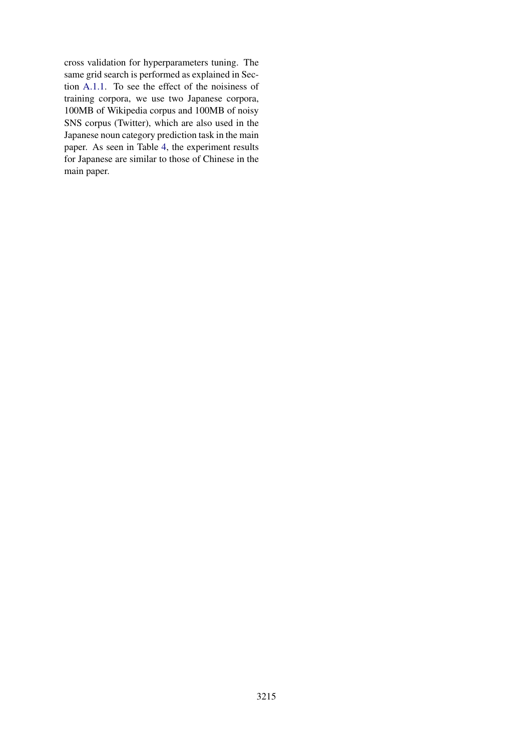cross validation for hyperparameters tuning. The same grid search is performed as explained in Section A.1.1. To see the effect of the noisiness of training corpora, we use two Japanese corpora, 100MB of Wikipedia corpus and 100MB of noisy SNS corpus (Twitter), which are also used in the Japanese noun category prediction task in the main paper. As seen in Table 4, the experiment results for Japanese are similar to those of Chinese in the main paper.